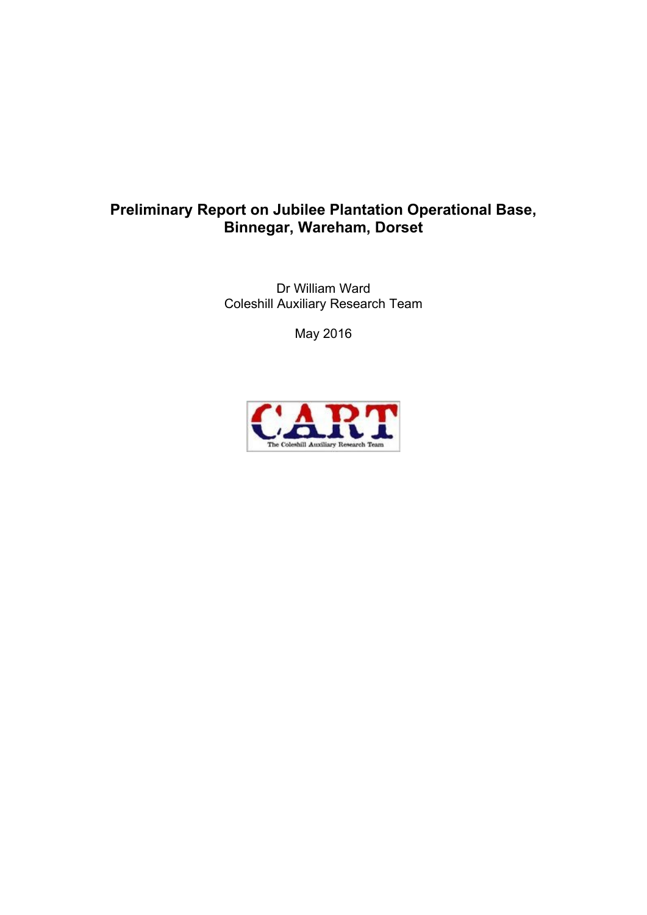# Preliminary Report on Jubilee Plantation Operational Base, Binnegar, Wareham, Dorset

Dr William Ward
Coleshill Auxiliary Research Team

May 2016

CART
The Coleshill Auxiliary Research Team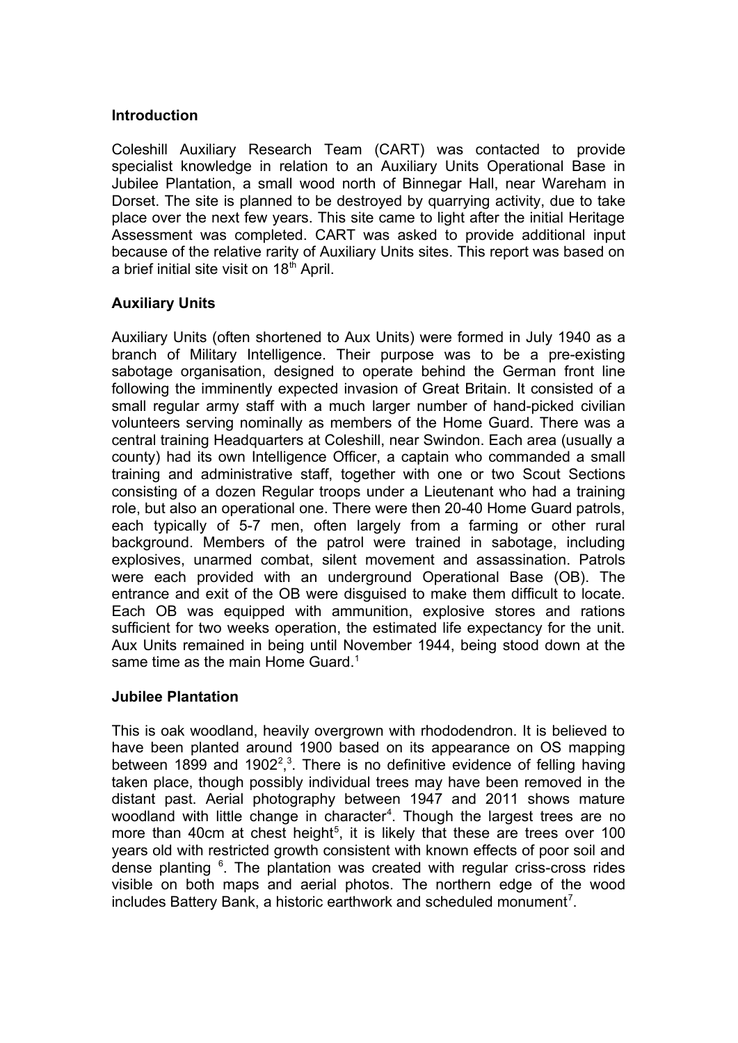## Introduction

Coleshill Auxiliary Research Team (CART) was contacted to provide specialist knowledge in relation to an Auxiliary Units Operational Base in Jubilee Plantation, a small wood north of Binnegar Hall, near Wareham in Dorset. The site is planned to be destroyed by quarrying activity, due to take place over the next few years. This site came to light after the initial Heritage Assessment was completed. CART was asked to provide additional input because of the relative rarity of Auxiliary Units sites. This report was based on a brief initial site visit on 18th April.

## Auxiliary Units

Auxiliary Units (often shortened to Aux Units) were formed in July 1940 as a branch of Military Intelligence. Their purpose was to be a pre-existing sabotage organisation, designed to operate behind the German front line following the imminently expected invasion of Great Britain. It consisted of a small regular army staff with a much larger number of hand-picked civilian volunteers serving nominally as members of the Home Guard. There was a central training Headquarters at Coleshill, near Swindon. Each area (usually a county) had its own Intelligence Officer, a captain who commanded a small training and administrative staff, together with one or two Scout Sections consisting of a dozen Regular troops under a Lieutenant who had a training role, but also an operational one. There were then 20-40 Home Guard patrols, each typically of 5-7 men, often largely from a farming or other rural background. Members of the patrol were trained in sabotage, including explosives, unarmed combat, silent movement and assassination. Patrols were each provided with an underground Operational Base (OB). The entrance and exit of the OB were disguised to make them difficult to locate. Each OB was equipped with ammunition, explosive stores and rations sufficient for two weeks operation, the estimated life expectancy for the unit. Aux Units remained in being until November 1944, being stood down at the same time as the main Home Guard.[1]

## Jubilee Plantation

This is oak woodland, heavily overgrown with rhododendron. It is believed to have been planted around 1900 based on its appearance on OS mapping between 1899 and 1902[2],[3]. There is no definitive evidence of felling having taken place, though possibly individual trees may have been removed in the distant past. Aerial photography between 1947 and 2011 shows mature woodland with little change in character[4]. Though the largest trees are no more than 40cm at chest height[5], it is likely that these are trees over 100 years old with restricted growth consistent with known effects of poor soil and dense planting [6]. The plantation was created with regular criss-cross rides visible on both maps and aerial photos. The northern edge of the wood includes Battery Bank, a historic earthwork and scheduled monument[7].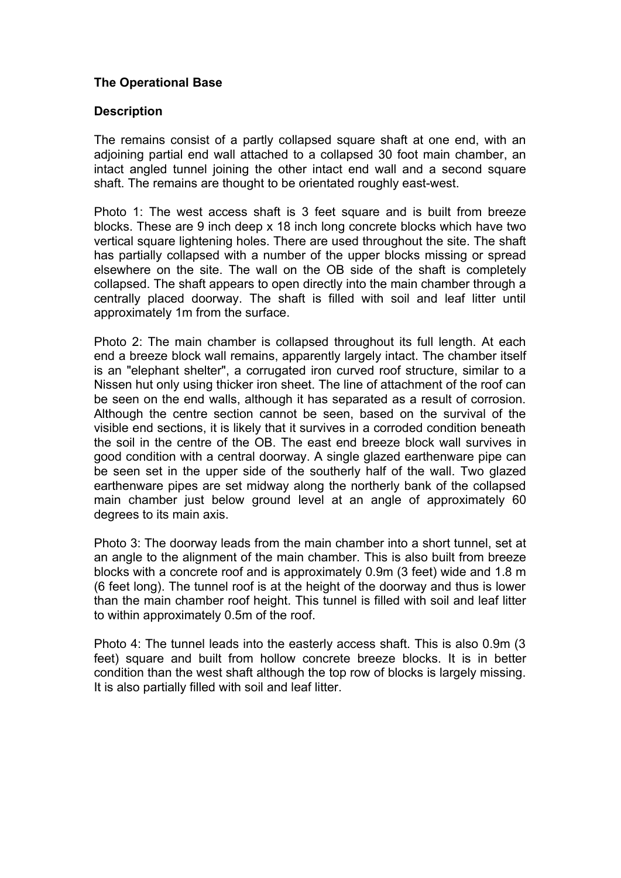**The Operational Base**

**Description**

The remains consist of a partly collapsed square shaft at one end, with an adjoining partial end wall attached to a collapsed 30 foot main chamber, an intact angled tunnel joining the other intact end wall and a second square shaft. The remains are thought to be orientated roughly east-west.

Photo 1: The west access shaft is 3 feet square and is built from breeze blocks. These are 9 inch deep x 18 inch long concrete blocks which have two vertical square lightening holes. There are used throughout the site. The shaft has partially collapsed with a number of the upper blocks missing or spread elsewhere on the site. The wall on the OB side of the shaft is completely collapsed. The shaft appears to open directly into the main chamber through a centrally placed doorway. The shaft is filled with soil and leaf litter until approximately 1m from the surface.

Photo 2: The main chamber is collapsed throughout its full length. At each end a breeze block wall remains, apparently largely intact. The chamber itself is an "elephant shelter", a corrugated iron curved roof structure, similar to a Nissen hut only using thicker iron sheet. The line of attachment of the roof can be seen on the end walls, although it has separated as a result of corrosion. Although the centre section cannot be seen, based on the survival of the visible end sections, it is likely that it survives in a corroded condition beneath the soil in the centre of the OB. The east end breeze block wall survives in good condition with a central doorway. A single glazed earthenware pipe can be seen set in the upper side of the southerly half of the wall. Two glazed earthenware pipes are set midway along the northerly bank of the collapsed main chamber just below ground level at an angle of approximately 60 degrees to its main axis.

Photo 3: The doorway leads from the main chamber into a short tunnel, set at an angle to the alignment of the main chamber. This is also built from breeze blocks with a concrete roof and is approximately 0.9m (3 feet) wide and 1.8 m (6 feet long). The tunnel roof is at the height of the doorway and thus is lower than the main chamber roof height. This tunnel is filled with soil and leaf litter to within approximately 0.5m of the roof.

Photo 4: The tunnel leads into the easterly access shaft. This is also 0.9m (3 feet) square and built from hollow concrete breeze blocks. It is in better condition than the west shaft although the top row of blocks is largely missing. It is also partially filled with soil and leaf litter.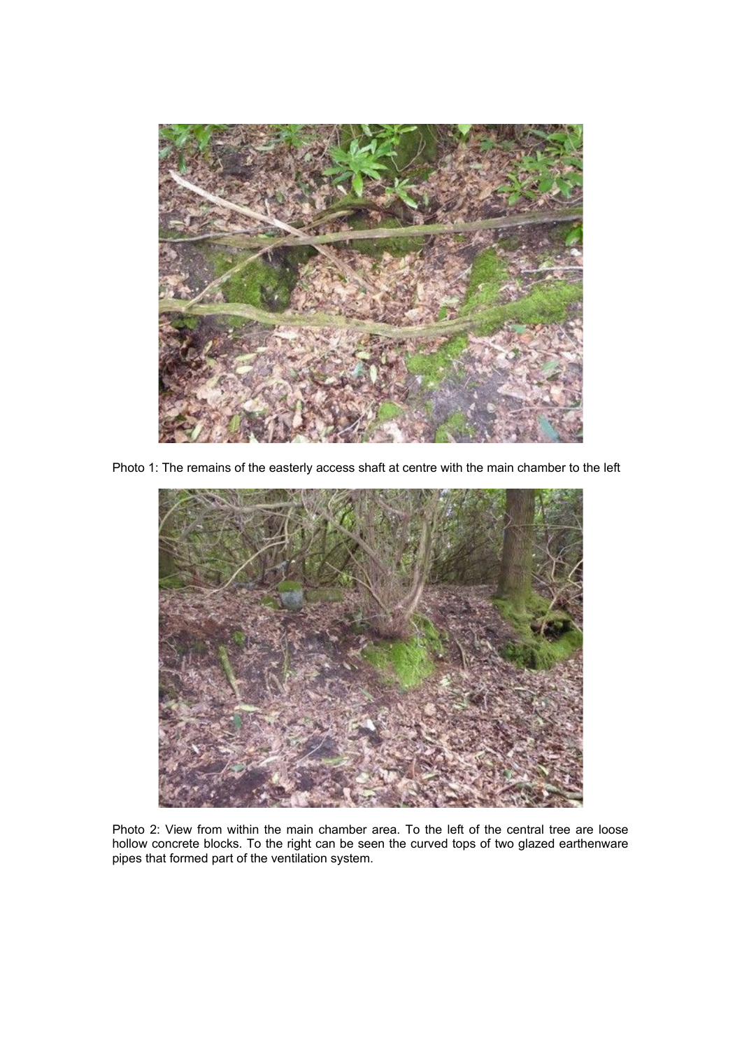Photo 1: The remains of the easterly access shaft at centre with the main chamber to the left

Photo 2: View from within the main chamber area. To the left of the central tree are loose hollow concrete blocks. To the right can be seen the curved tops of two glazed earthenware pipes that formed part of the ventilation system.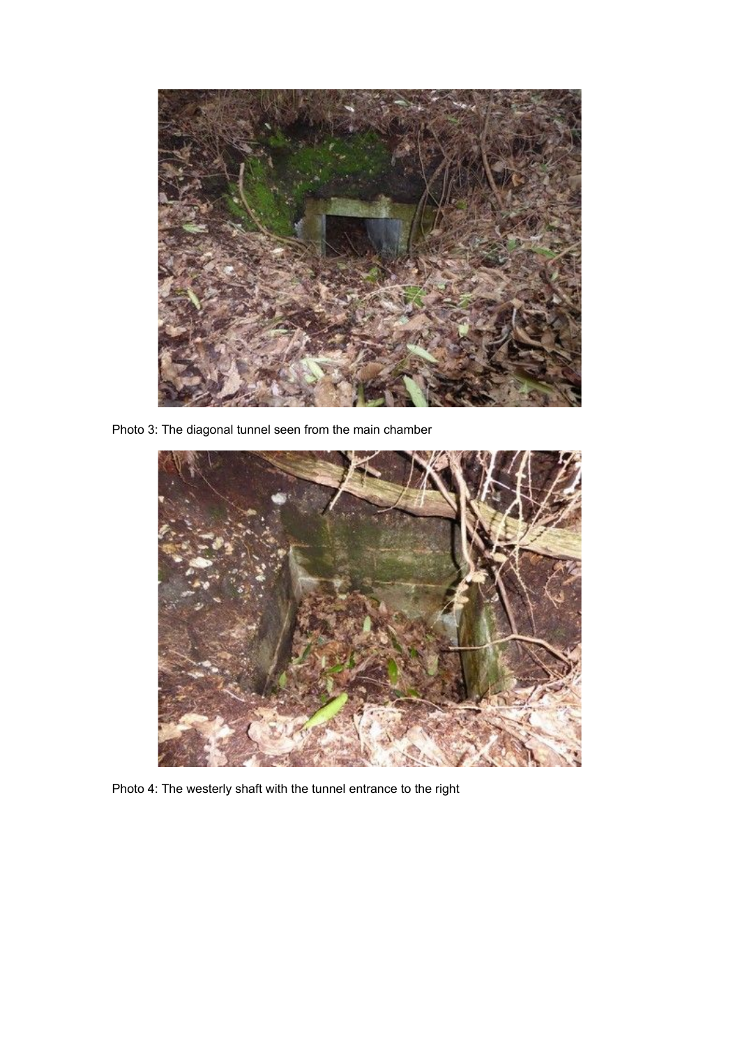Photo 3: The diagonal tunnel seen from the main chamber

Photo 4: The westerly shaft with the tunnel entrance to the right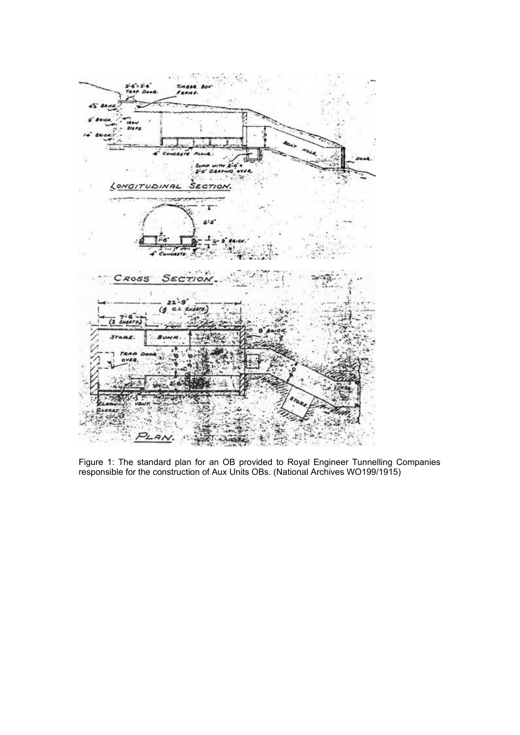Figure 1: The standard plan for an OB provided to Royal Engineer Tunnelling Companies responsible for the construction of Aux Units OBs. (National Archives WO199/1915)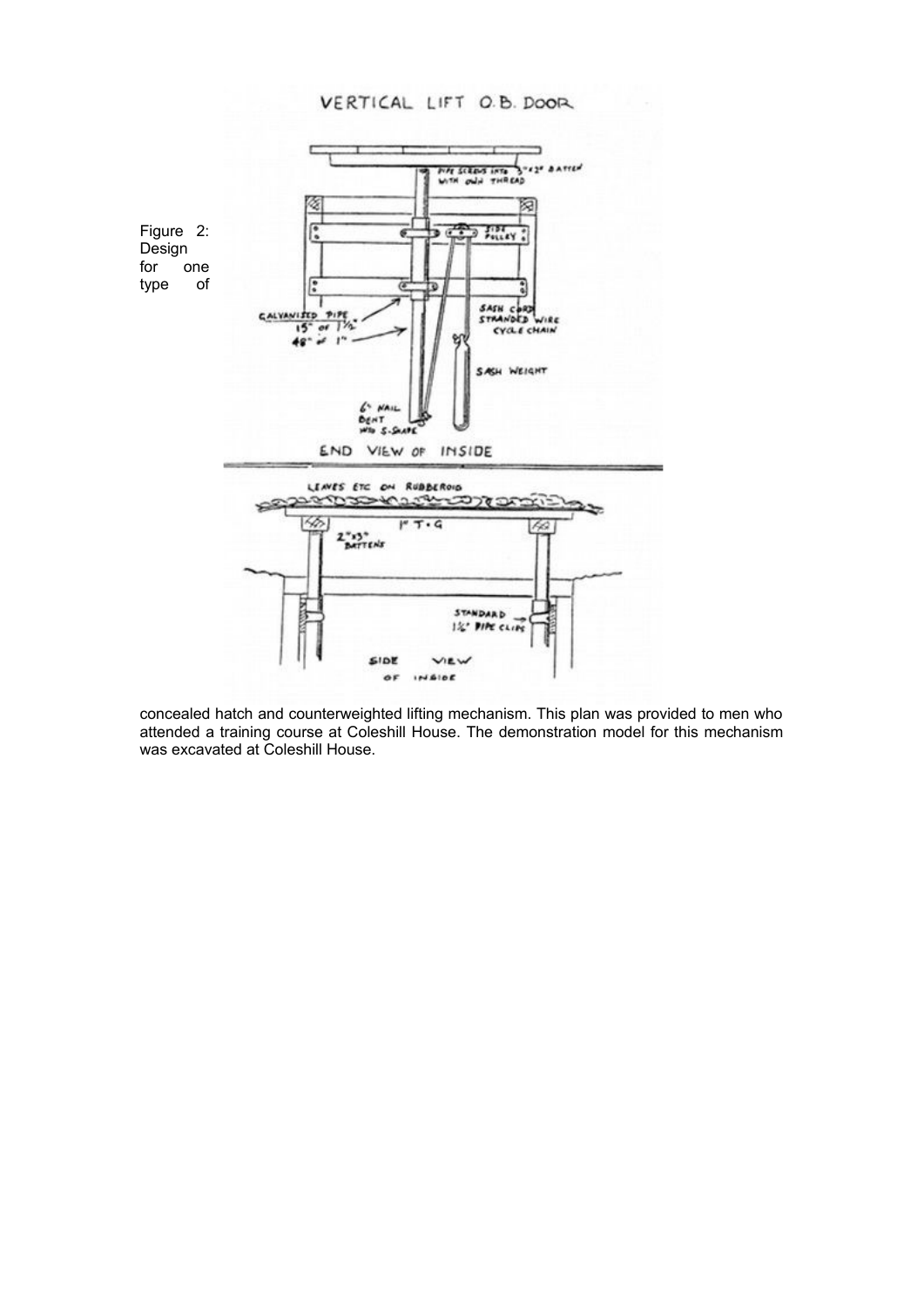Figure 2: Design for one type of concealed hatch and counterweighted lifting mechanism. This plan was provided to men who attended a training course at Coleshill House. The demonstration model for this mechanism was excavated at Coleshill House.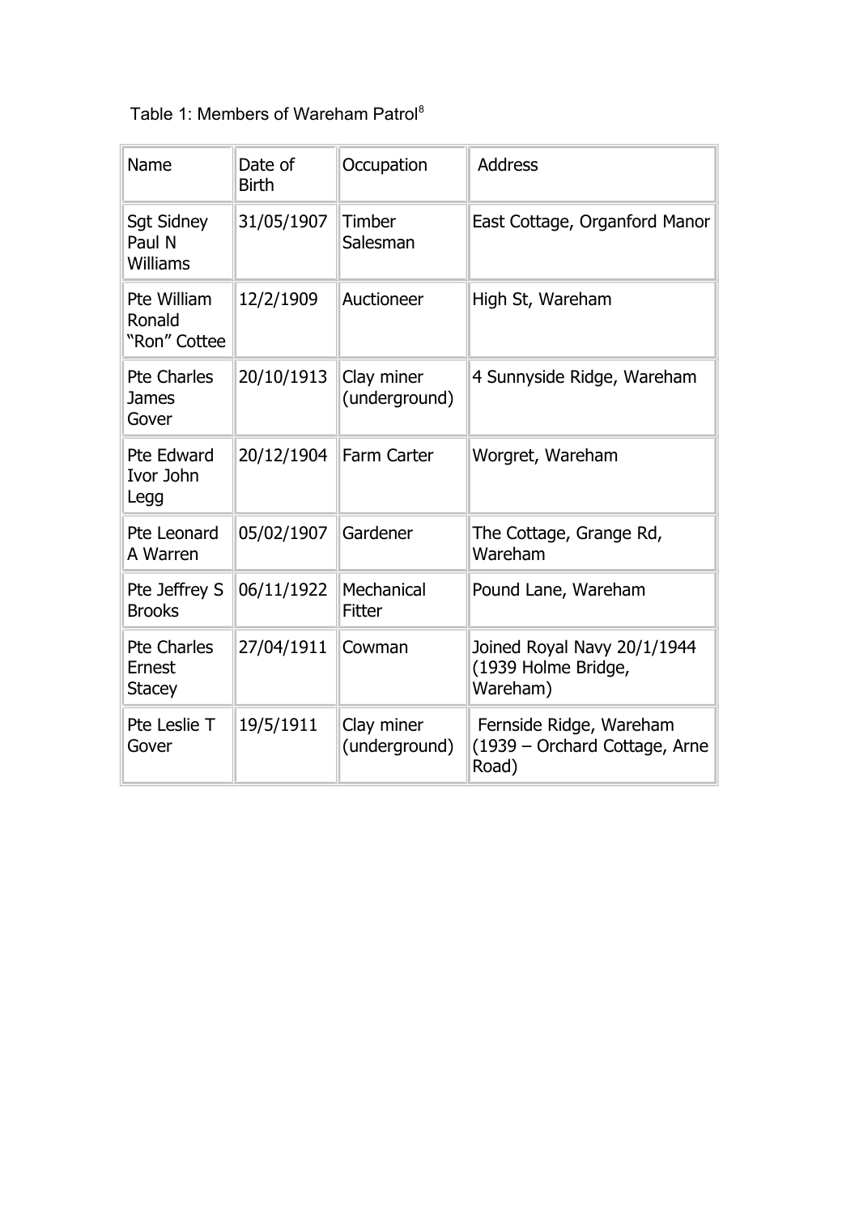Table 1: Members of Wareham Patrol[8]

| Name | Date of Birth | Occupation | Address |
|---|---|---|---|
| Sgt Sidney Paul N Williams | 31/05/1907 | Timber Salesman | East Cottage, Organford Manor |
| Pte William Ronald "Ron" Cottee | 12/2/1909 | Auctioneer | High St, Wareham |
| Pte Charles James Gover | 20/10/1913 | Clay miner (underground) | 4 Sunnyside Ridge, Wareham |
| Pte Edward Ivor John Legg | 20/12/1904 | Farm Carter | Worgret, Wareham |
| Pte Leonard A Warren | 05/02/1907 | Gardener | The Cottage, Grange Rd, Wareham |
| Pte Jeffrey S Brooks | 06/11/1922 | Mechanical Fitter | Pound Lane, Wareham |
| Pte Charles Ernest Stacey | 27/04/1911 | Cowman | Joined Royal Navy 20/1/1944 (1939 Holme Bridge, Wareham) |
| Pte Leslie T Gover | 19/5/1911 | Clay miner (underground) | Fernside Ridge, Wareham (1939 – Orchard Cottage, Arne Road) |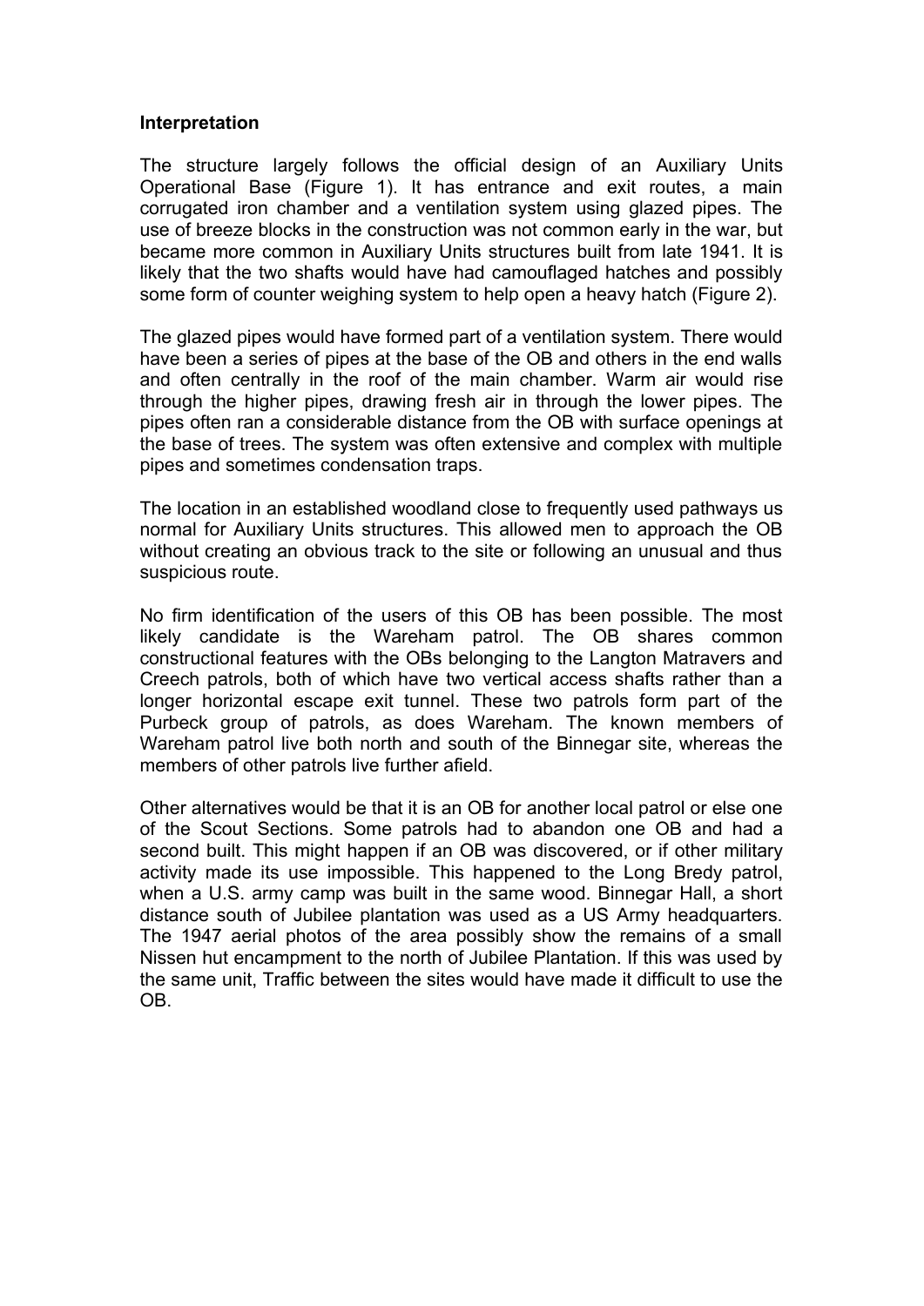**Interpretation**

The structure largely follows the official design of an Auxiliary Units Operational Base (Figure 1). It has entrance and exit routes, a main corrugated iron chamber and a ventilation system using glazed pipes. The use of breeze blocks in the construction was not common early in the war, but became more common in Auxiliary Units structures built from late 1941. It is likely that the two shafts would have had camouflaged hatches and possibly some form of counter weighing system to help open a heavy hatch (Figure 2).

The glazed pipes would have formed part of a ventilation system. There would have been a series of pipes at the base of the OB and others in the end walls and often centrally in the roof of the main chamber. Warm air would rise through the higher pipes, drawing fresh air in through the lower pipes. The pipes often ran a considerable distance from the OB with surface openings at the base of trees. The system was often extensive and complex with multiple pipes and sometimes condensation traps.

The location in an established woodland close to frequently used pathways us normal for Auxiliary Units structures. This allowed men to approach the OB without creating an obvious track to the site or following an unusual and thus suspicious route.

No firm identification of the users of this OB has been possible. The most likely candidate is the Wareham patrol. The OB shares common constructional features with the OBs belonging to the Langton Matravers and Creech patrols, both of which have two vertical access shafts rather than a longer horizontal escape exit tunnel. These two patrols form part of the Purbeck group of patrols, as does Wareham. The known members of Wareham patrol live both north and south of the Binnegar site, whereas the members of other patrols live further afield.

Other alternatives would be that it is an OB for another local patrol or else one of the Scout Sections. Some patrols had to abandon one OB and had a second built. This might happen if an OB was discovered, or if other military activity made its use impossible. This happened to the Long Bredy patrol, when a U.S. army camp was built in the same wood. Binnegar Hall, a short distance south of Jubilee plantation was used as a US Army headquarters. The 1947 aerial photos of the area possibly show the remains of a small Nissen hut encampment to the north of Jubilee Plantation. If this was used by the same unit, Traffic between the sites would have made it difficult to use the OB.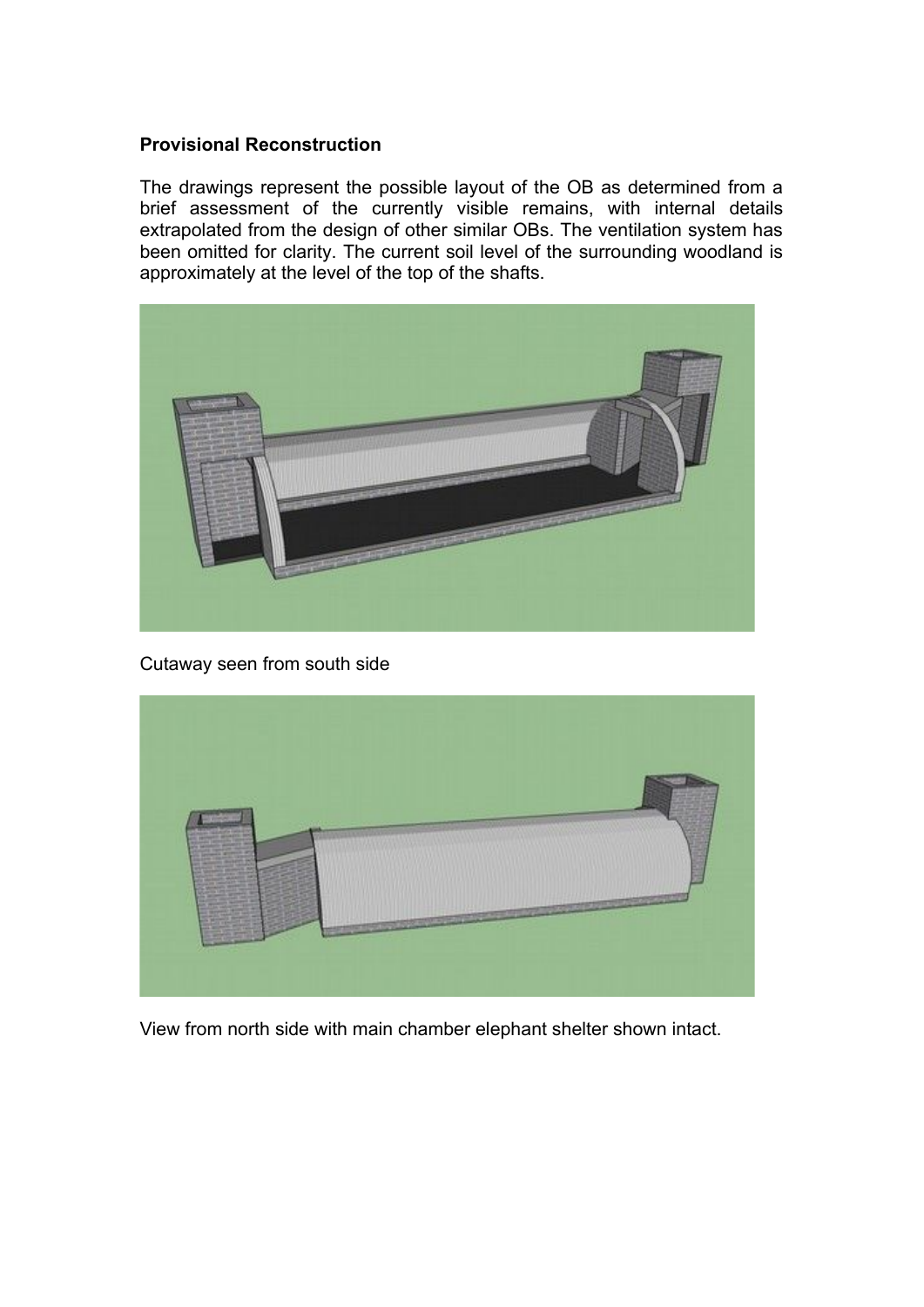**Provisional Reconstruction**

The drawings represent the possible layout of the OB as determined from a brief assessment of the currently visible remains, with internal details extrapolated from the design of other similar OBs. The ventilation system has been omitted for clarity. The current soil level of the surrounding woodland is approximately at the level of the top of the shafts.

Cutaway seen from south side

View from north side with main chamber elephant shelter shown intact.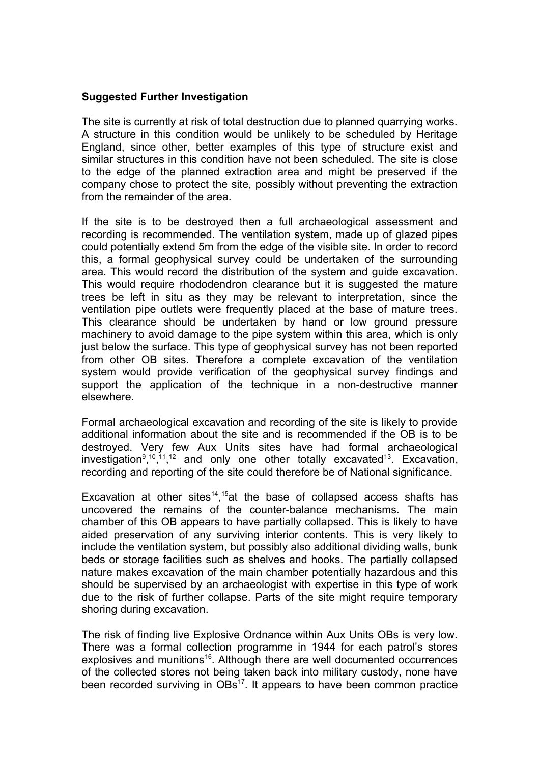**Suggested Further Investigation**

The site is currently at risk of total destruction due to planned quarrying works. A structure in this condition would be unlikely to be scheduled by Heritage England, since other, better examples of this type of structure exist and similar structures in this condition have not been scheduled. The site is close to the edge of the planned extraction area and might be preserved if the company chose to protect the site, possibly without preventing the extraction from the remainder of the area.

If the site is to be destroyed then a full archaeological assessment and recording is recommended. The ventilation system, made up of glazed pipes could potentially extend 5m from the edge of the visible site. In order to record this, a formal geophysical survey could be undertaken of the surrounding area. This would record the distribution of the system and guide excavation. This would require rhododendron clearance but it is suggested the mature trees be left in situ as they may be relevant to interpretation, since the ventilation pipe outlets were frequently placed at the base of mature trees. This clearance should be undertaken by hand or low ground pressure machinery to avoid damage to the pipe system within this area, which is only just below the surface. This type of geophysical survey has not been reported from other OB sites. Therefore a complete excavation of the ventilation system would provide verification of the geophysical survey findings and support the application of the technique in a non-destructive manner elsewhere.

Formal archaeological excavation and recording of the site is likely to provide additional information about the site and is recommended if the OB is to be destroyed. Very few Aux Units sites have had formal archaeological investigation[9,10,11,12] and only one other totally excavated[13]. Excavation, recording and reporting of the site could therefore be of National significance.

Excavation at other sites[14,15] at the base of collapsed access shafts has uncovered the remains of the counter-balance mechanisms. The main chamber of this OB appears to have partially collapsed. This is likely to have aided preservation of any surviving interior contents. This is very likely to include the ventilation system, but possibly also additional dividing walls, bunk beds or storage facilities such as shelves and hooks. The partially collapsed nature makes excavation of the main chamber potentially hazardous and this should be supervised by an archaeologist with expertise in this type of work due to the risk of further collapse. Parts of the site might require temporary shoring during excavation.

The risk of finding live Explosive Ordnance within Aux Units OBs is very low. There was a formal collection programme in 1944 for each patrol's stores explosives and munitions[16]. Although there are well documented occurrences of the collected stores not being taken back into military custody, none have been recorded surviving in OBs[17]. It appears to have been common practice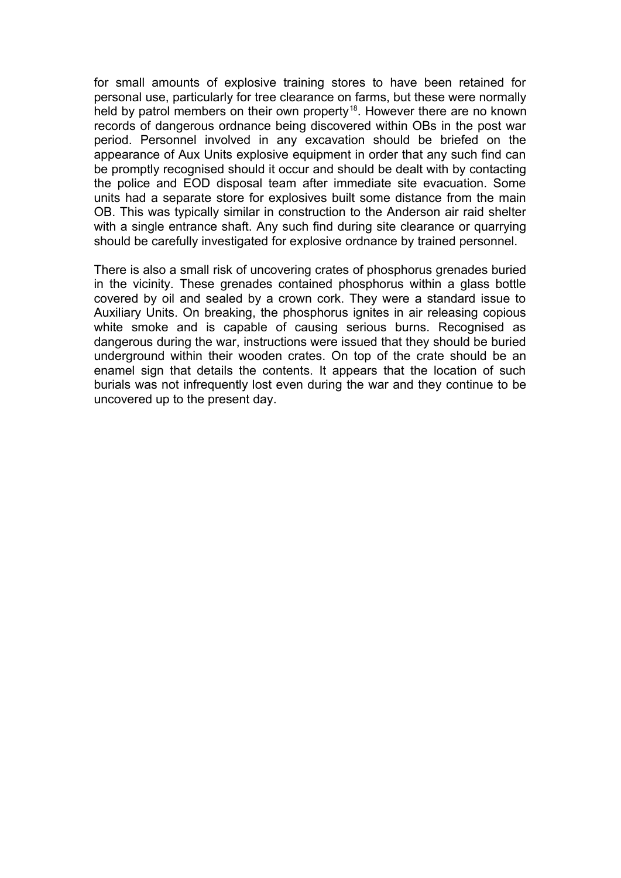for small amounts of explosive training stores to have been retained for personal use, particularly for tree clearance on farms, but these were normally held by patrol members on their own property[18]. However there are no known records of dangerous ordnance being discovered within OBs in the post war period. Personnel involved in any excavation should be briefed on the appearance of Aux Units explosive equipment in order that any such find can be promptly recognised should it occur and should be dealt with by contacting the police and EOD disposal team after immediate site evacuation. Some units had a separate store for explosives built some distance from the main OB. This was typically similar in construction to the Anderson air raid shelter with a single entrance shaft. Any such find during site clearance or quarrying should be carefully investigated for explosive ordnance by trained personnel.

There is also a small risk of uncovering crates of phosphorus grenades buried in the vicinity. These grenades contained phosphorus within a glass bottle covered by oil and sealed by a crown cork. They were a standard issue to Auxiliary Units. On breaking, the phosphorus ignites in air releasing copious white smoke and is capable of causing serious burns. Recognised as dangerous during the war, instructions were issued that they should be buried underground within their wooden crates. On top of the crate should be an enamel sign that details the contents. It appears that the location of such burials was not infrequently lost even during the war and they continue to be uncovered up to the present day.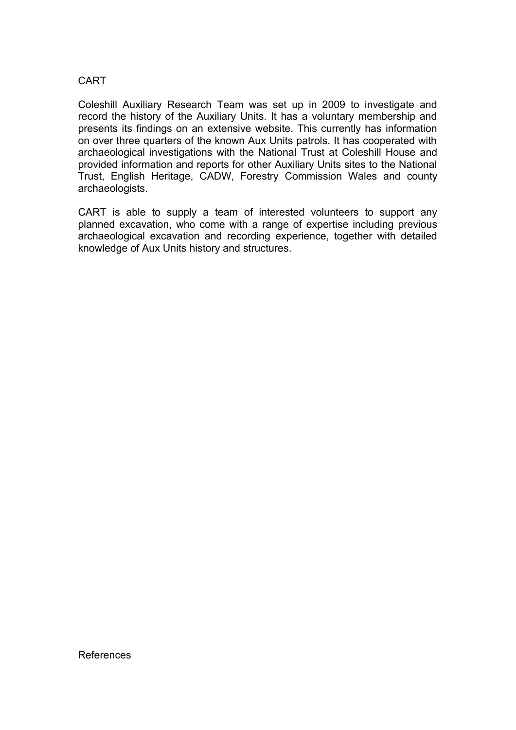## CART

Coleshill Auxiliary Research Team was set up in 2009 to investigate and record the history of the Auxiliary Units. It has a voluntary membership and presents its findings on an extensive website. This currently has information on over three quarters of the known Aux Units patrols. It has cooperated with archaeological investigations with the National Trust at Coleshill House and provided information and reports for other Auxiliary Units sites to the National Trust, English Heritage, CADW, Forestry Commission Wales and county archaeologists.

CART is able to supply a team of interested volunteers to support any planned excavation, who come with a range of expertise including previous archaeological excavation and recording experience, together with detailed knowledge of Aux Units history and structures.

## References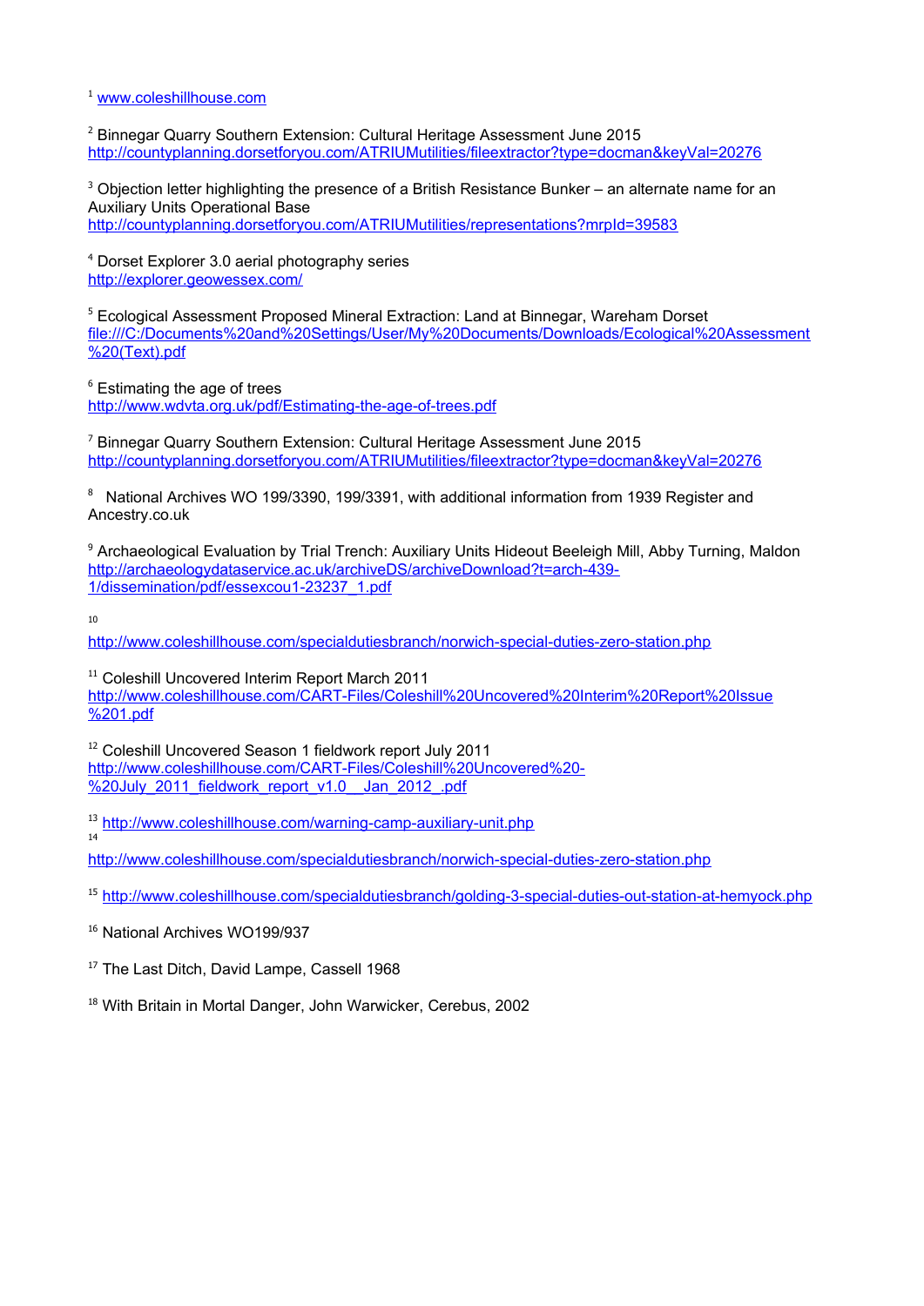[1] www.coleshillhouse.com

[2] Binnegar Quarry Southern Extension: Cultural Heritage Assessment June 2015
http://countyplanning.dorsetforyou.com/ATRIUMutilities/fileextractor?type=docman&keyVal=20276

[3] Objection letter highlighting the presence of a British Resistance Bunker – an alternate name for an Auxiliary Units Operational Base
http://countyplanning.dorsetforyou.com/ATRIUMutilities/representations?mrpId=39583

[4] Dorset Explorer 3.0 aerial photography series
http://explorer.geowessex.com/

[5] Ecological Assessment Proposed Mineral Extraction: Land at Binnegar, Wareham Dorset
file:///C:/Documents%20and%20Settings/User/My%20Documents/Downloads/Ecological%20Assessment%20(Text).pdf

[6] Estimating the age of trees
http://www.wdvta.org.uk/pdf/Estimating-the-age-of-trees.pdf

[7] Binnegar Quarry Southern Extension: Cultural Heritage Assessment June 2015
http://countyplanning.dorsetforyou.com/ATRIUMutilities/fileextractor?type=docman&keyVal=20276

[8] National Archives WO 199/3390, 199/3391, with additional information from 1939 Register and Ancestry.co.uk

[9] Archaeological Evaluation by Trial Trench: Auxiliary Units Hideout Beeleigh Mill, Abby Turning, Maldon
http://archaeologydataservice.ac.uk/archiveDS/archiveDownload?t=arch-439-1/dissemination/pdf/essexcou1-23237_1.pdf

[10] http://www.coleshillhouse.com/specialdutiesbranch/norwich-special-duties-zero-station.php

[11] Coleshill Uncovered Interim Report March 2011
http://www.coleshillhouse.com/CART-Files/Coleshill%20Uncovered%20Interim%20Report%20Issue%201.pdf

[12] Coleshill Uncovered Season 1 fieldwork report July 2011
http://www.coleshillhouse.com/CART-Files/Coleshill%20Uncovered%20-%20July_2011_fieldwork_report_v1.0__Jan_2012_.pdf

[13] http://www.coleshillhouse.com/warning-camp-auxiliary-unit.php

[14] http://www.coleshillhouse.com/specialdutiesbranch/norwich-special-duties-zero-station.php

[15] http://www.coleshillhouse.com/specialdutiesbranch/golding-3-special-duties-out-station-at-hemyock.php

[16] National Archives WO199/937

[17] The Last Ditch, David Lampe, Cassell 1968

[18] With Britain in Mortal Danger, John Warwicker, Cerebus, 2002